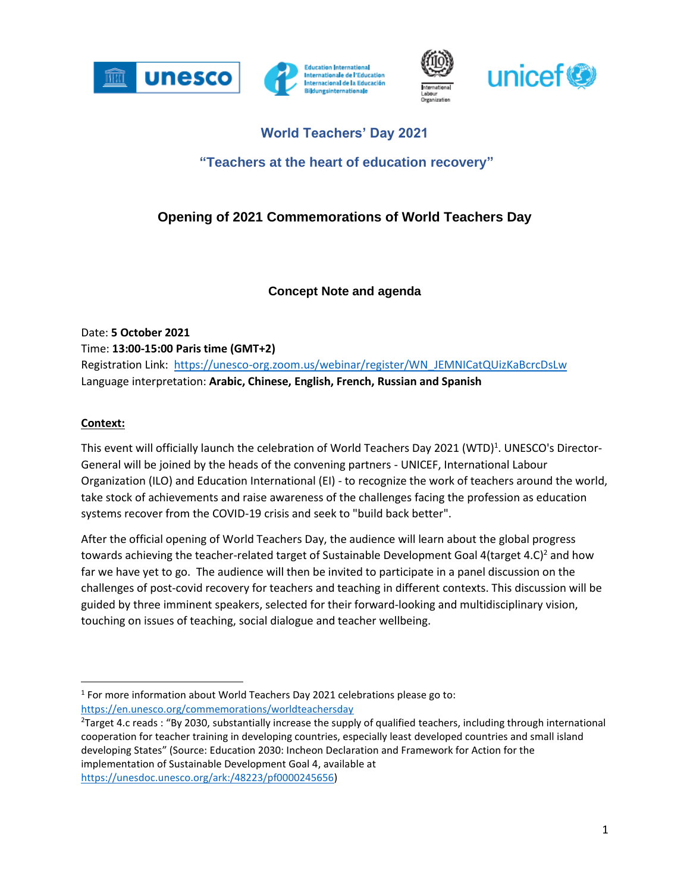## World Teachers' Day 2021

### "Teachers at the heart of education recovery"

# Opening of 2021 Commemorations of World Teachers Day

### Concept Note and agenda

Date: **5 October 2021**
Time: **13:00-15:00 Paris time (GMT+2)**
Registration Link: https://unesco-org.zoom.us/webinar/register/WN_JEMNICatQUizKaBcrcDsLw
Language interpretation: **Arabic, Chinese, English, French, Russian and Spanish**

**Context:**

This event will officially launch the celebration of World Teachers Day 2021 (WTD)[1]. UNESCO's Director-General will be joined by the heads of the convening partners - UNICEF, International Labour Organization (ILO) and Education International (EI) - to recognize the work of teachers around the world, take stock of achievements and raise awareness of the challenges facing the profession as education systems recover from the COVID-19 crisis and seek to "build back better".

After the official opening of World Teachers Day, the audience will learn about the global progress towards achieving the teacher-related target of Sustainable Development Goal 4(target 4.C)[2] and how far we have yet to go. The audience will then be invited to participate in a panel discussion on the challenges of post-covid recovery for teachers and teaching in different contexts. This discussion will be guided by three imminent speakers, selected for their forward-looking and multidisciplinary vision, touching on issues of teaching, social dialogue and teacher wellbeing.

---

[1] For more information about World Teachers Day 2021 celebrations please go to: https://en.unesco.org/commemorations/worldteachersday

[2] Target 4.c reads : "By 2030, substantially increase the supply of qualified teachers, including through international cooperation for teacher training in developing countries, especially least developed countries and small island developing States" (Source: Education 2030: Incheon Declaration and Framework for Action for the implementation of Sustainable Development Goal 4, available at https://unesdoc.unesco.org/ark:/48223/pf0000245656)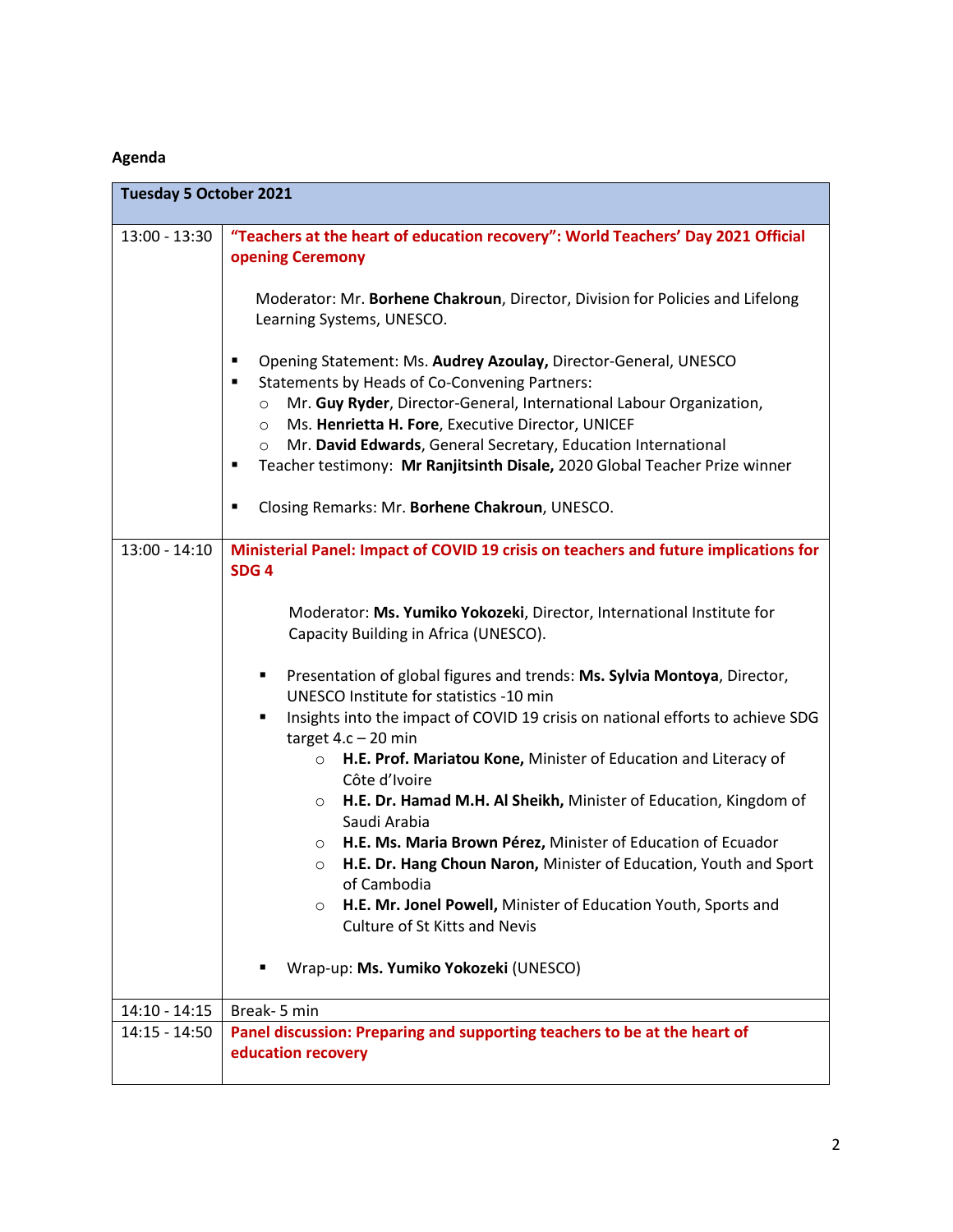**Agenda**

| Tuesday 5 October 2021 | |
|---|---|
| 13:00 - 13:30 | **"Teachers at the heart of education recovery": World Teachers' Day 2021 Official opening Ceremony**<br><br>Moderator: Mr. **Borhene Chakroun**, Director, Division for Policies and Lifelong Learning Systems, UNESCO.<br><br>▪ Opening Statement: Ms. **Audrey Azoulay,** Director-General, UNESCO<br>▪ Statements by Heads of Co-Convening Partners:<br>○ Mr. **Guy Ryder**, Director-General, International Labour Organization,<br>○ Ms. **Henrietta H. Fore**, Executive Director, UNICEF<br>○ Mr. **David Edwards**, General Secretary, Education International<br>▪ Teacher testimony: **Mr Ranjitsinth Disale,** 2020 Global Teacher Prize winner<br><br>▪ Closing Remarks: Mr. **Borhene Chakroun**, UNESCO. |
| 13:00 - 14:10 | **Ministerial Panel: Impact of COVID 19 crisis on teachers and future implications for SDG 4**<br><br>Moderator: **Ms. Yumiko Yokozeki**, Director, International Institute for Capacity Building in Africa (UNESCO).<br><br>▪ Presentation of global figures and trends: **Ms. Sylvia Montoya**, Director, UNESCO Institute for statistics -10 min<br>▪ Insights into the impact of COVID 19 crisis on national efforts to achieve SDG target 4.c – 20 min<br>○ **H.E. Prof. Mariatou Kone,** Minister of Education and Literacy of Côte d'Ivoire<br>○ **H.E. Dr. Hamad M.H. Al Sheikh,** Minister of Education, Kingdom of Saudi Arabia<br>○ **H.E. Ms. Maria Brown Pérez,** Minister of Education of Ecuador<br>○ **H.E. Dr. Hang Choun Naron,** Minister of Education, Youth and Sport of Cambodia<br>○ **H.E. Mr. Jonel Powell,** Minister of Education Youth, Sports and Culture of St Kitts and Nevis<br><br>▪ Wrap-up: **Ms. Yumiko Yokozeki** (UNESCO) |
| 14:10 - 14:15 | Break- 5 min |
| 14:15 - 14:50 | **Panel discussion: Preparing and supporting teachers to be at the heart of education recovery** |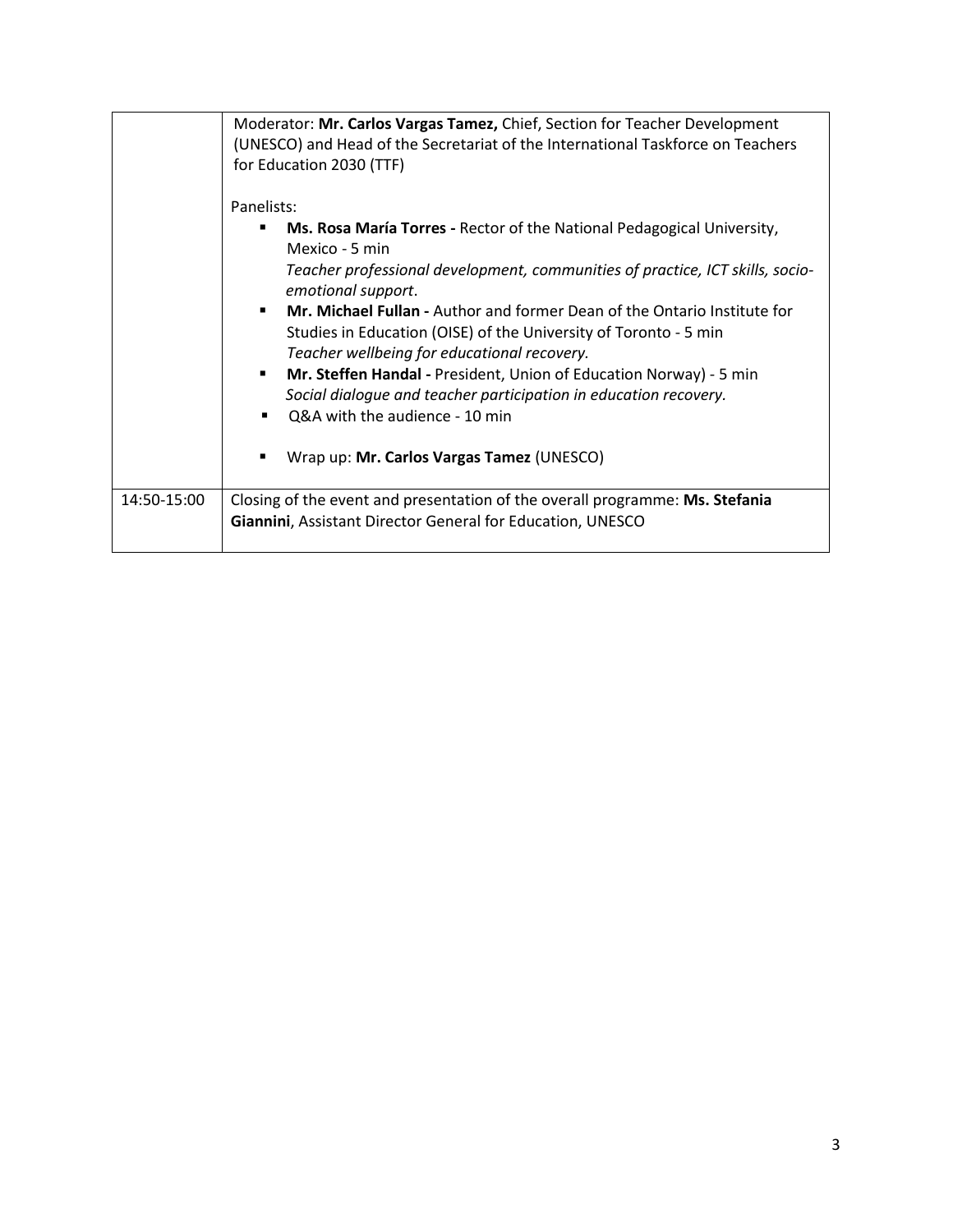| | |
|---|---|
| | Moderator: **Mr. Carlos Vargas Tamez,** Chief, Section for Teacher Development (UNESCO) and Head of the Secretariat of the International Taskforce on Teachers for Education 2030 (TTF)<br><br>Panelists:<br>▪ **Ms. Rosa María Torres -** Rector of the National Pedagogical University, Mexico - 5 min<br>*Teacher professional development, communities of practice, ICT skills, socio-emotional support*.<br>▪ **Mr. Michael Fullan -** Author and former Dean of the Ontario Institute for Studies in Education (OISE) of the University of Toronto - 5 min<br>*Teacher wellbeing for educational recovery.*<br>▪ **Mr. Steffen Handal -** President, Union of Education Norway) - 5 min<br>*Social dialogue and teacher participation in education recovery.*<br>▪ Q&A with the audience - 10 min<br><br>▪ Wrap up: **Mr. Carlos Vargas Tamez** (UNESCO) |
| 14:50-15:00 | Closing of the event and presentation of the overall programme: **Ms. Stefania Giannini**, Assistant Director General for Education, UNESCO |